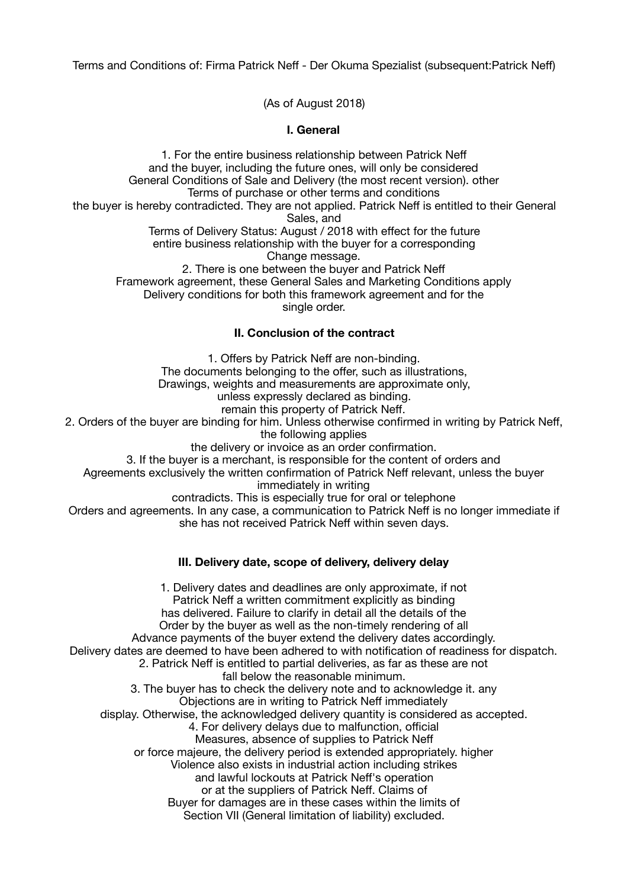Terms and Conditions of: Firma Patrick Neff - Der Okuma Spezialist (subsequent:Patrick Neff)

(As of August 2018)

## I. General

1. For the entire business relationship between Patrick Neff and the buyer, including the future ones, will only be considered General Conditions of Sale and Delivery (the most recent version). other Terms of purchase or other terms and conditions the buyer is hereby contradicted. They are not applied. Patrick Neff is entitled to their General Sales, and Terms of Delivery Status: August / 2018 with effect for the future entire business relationship with the buyer for a corresponding Change message.
2. There is one between the buyer and Patrick Neff Framework agreement, these General Sales and Marketing Conditions apply Delivery conditions for both this framework agreement and for the single order.

## II. Conclusion of the contract

1. Offers by Patrick Neff are non-binding. The documents belonging to the offer, such as illustrations, Drawings, weights and measurements are approximate only, unless expressly declared as binding. remain this property of Patrick Neff.
2. Orders of the buyer are binding for him. Unless otherwise confirmed in writing by Patrick Neff, the following applies the delivery or invoice as an order confirmation.
3. If the buyer is a merchant, is responsible for the content of orders and Agreements exclusively the written confirmation of Patrick Neff relevant, unless the buyer immediately in writing contradicts. This is especially true for oral or telephone Orders and agreements. In any case, a communication to Patrick Neff is no longer immediate if she has not received Patrick Neff within seven days.

## III. Delivery date, scope of delivery, delivery delay

1. Delivery dates and deadlines are only approximate, if not Patrick Neff a written commitment explicitly as binding has delivered. Failure to clarify in detail all the details of the Order by the buyer as well as the non-timely rendering of all Advance payments of the buyer extend the delivery dates accordingly. Delivery dates are deemed to have been adhered to with notification of readiness for dispatch.
2. Patrick Neff is entitled to partial deliveries, as far as these are not fall below the reasonable minimum.
3. The buyer has to check the delivery note and to acknowledge it. any Objections are in writing to Patrick Neff immediately display. Otherwise, the acknowledged delivery quantity is considered as accepted.
4. For delivery delays due to malfunction, official Measures, absence of supplies to Patrick Neff or force majeure, the delivery period is extended appropriately. higher Violence also exists in industrial action including strikes and lawful lockouts at Patrick Neff's operation or at the suppliers of Patrick Neff. Claims of Buyer for damages are in these cases within the limits of Section VII (General limitation of liability) excluded.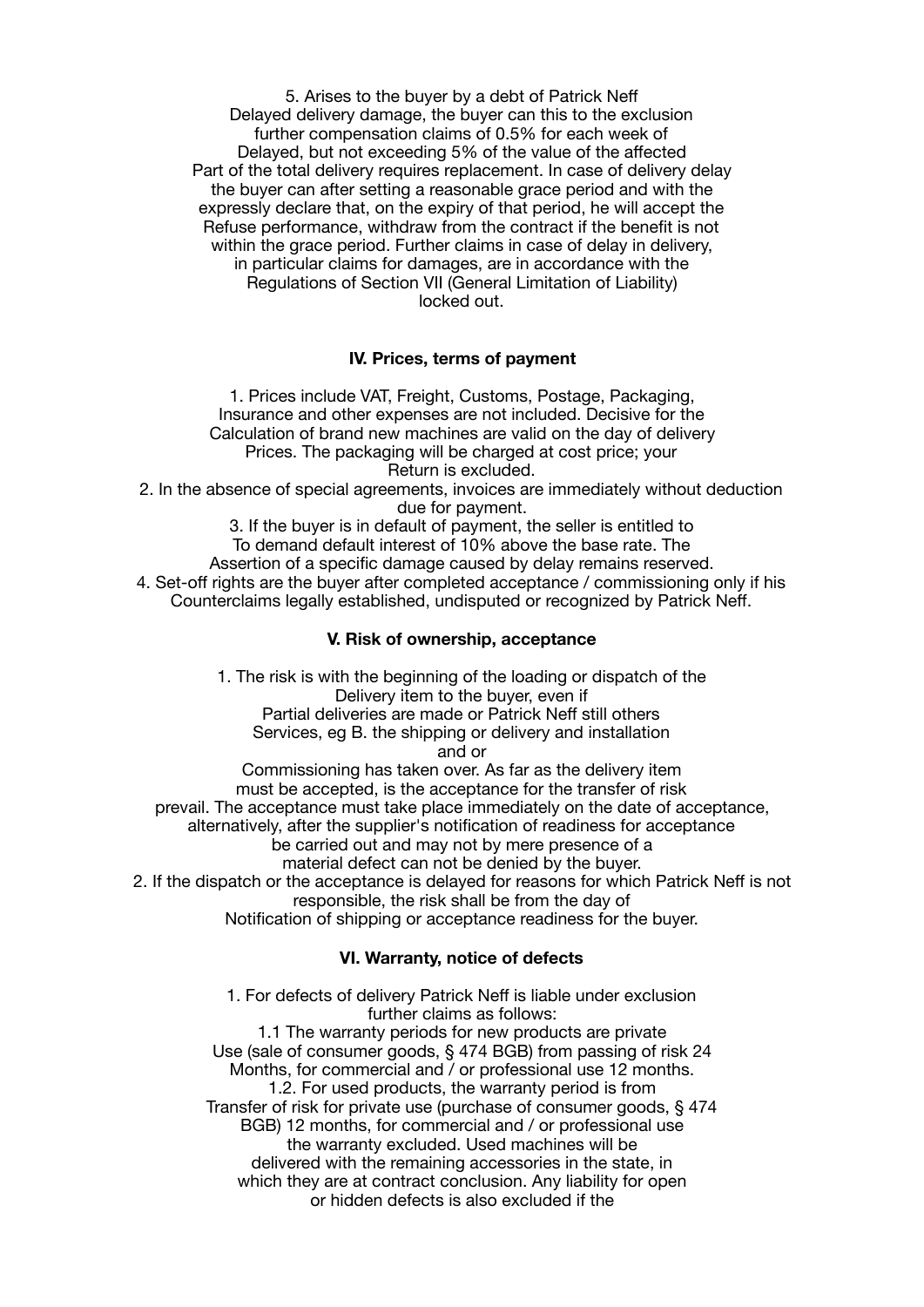5. Arises to the buyer by a debt of Patrick Neff Delayed delivery damage, the buyer can this to the exclusion further compensation claims of 0.5% for each week of Delayed, but not exceeding 5% of the value of the affected Part of the total delivery requires replacement. In case of delivery delay the buyer can after setting a reasonable grace period and with the expressly declare that, on the expiry of that period, he will accept the Refuse performance, withdraw from the contract if the benefit is not within the grace period. Further claims in case of delay in delivery, in particular claims for damages, are in accordance with the Regulations of Section VII (General Limitation of Liability) locked out.

### IV. Prices, terms of payment

1. Prices include VAT, Freight, Customs, Postage, Packaging, Insurance and other expenses are not included. Decisive for the Calculation of brand new machines are valid on the day of delivery Prices. The packaging will be charged at cost price; your Return is excluded.
2. In the absence of special agreements, invoices are immediately without deduction due for payment.
3. If the buyer is in default of payment, the seller is entitled to To demand default interest of 10% above the base rate. The Assertion of a specific damage caused by delay remains reserved.
4. Set-off rights are the buyer after completed acceptance / commissioning only if his Counterclaims legally established, undisputed or recognized by Patrick Neff.

### V. Risk of ownership, acceptance

1. The risk is with the beginning of the loading or dispatch of the Delivery item to the buyer, even if Partial deliveries are made or Patrick Neff still others Services, eg B. the shipping or delivery and installation and or Commissioning has taken over. As far as the delivery item must be accepted, is the acceptance for the transfer of risk prevail. The acceptance must take place immediately on the date of acceptance, alternatively, after the supplier's notification of readiness for acceptance be carried out and may not by mere presence of a material defect can not be denied by the buyer.
2. If the dispatch or the acceptance is delayed for reasons for which Patrick Neff is not responsible, the risk shall be from the day of Notification of shipping or acceptance readiness for the buyer.

### VI. Warranty, notice of defects

1. For defects of delivery Patrick Neff is liable under exclusion further claims as follows:

1.1 The warranty periods for new products are private Use (sale of consumer goods, § 474 BGB) from passing of risk 24 Months, for commercial and / or professional use 12 months.

1.2. For used products, the warranty period is from Transfer of risk for private use (purchase of consumer goods, § 474 BGB) 12 months, for commercial and / or professional use the warranty excluded. Used machines will be delivered with the remaining accessories in the state, in which they are at contract conclusion. Any liability for open or hidden defects is also excluded if the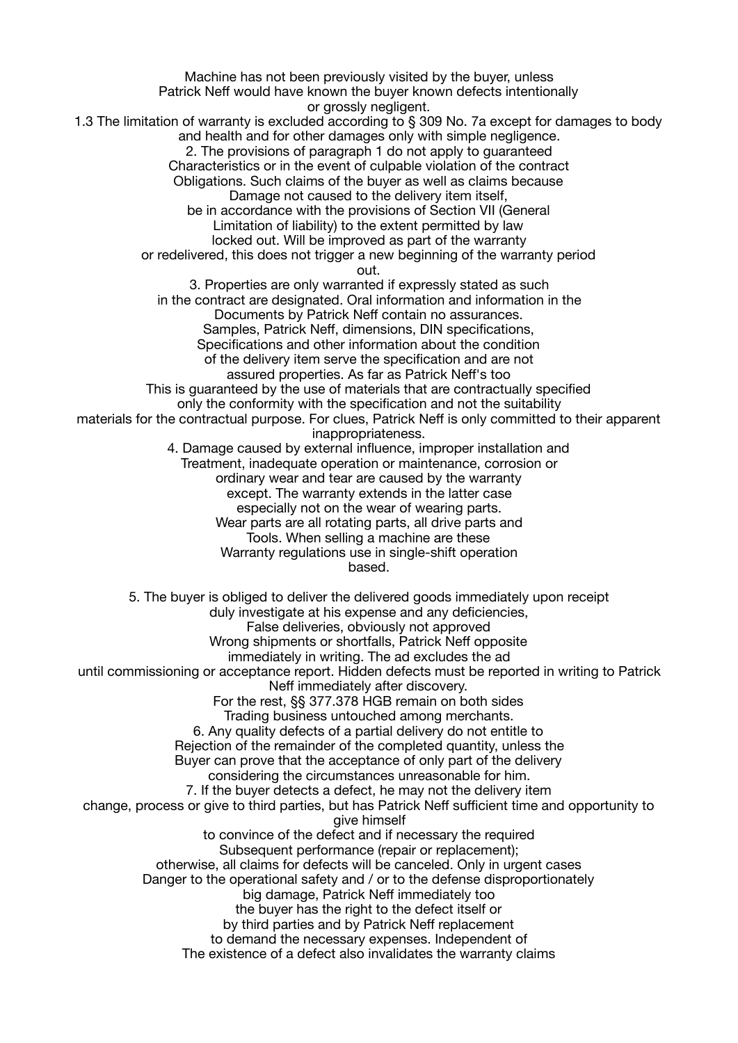Machine has not been previously visited by the buyer, unless
Patrick Neff would have known the buyer known defects intentionally
or grossly negligent.

1.3 The limitation of warranty is excluded according to § 309 No. 7a except for damages to body and health and for other damages only with simple negligence.

2. The provisions of paragraph 1 do not apply to guaranteed Characteristics or in the event of culpable violation of the contract Obligations. Such claims of the buyer as well as claims because Damage not caused to the delivery item itself, be in accordance with the provisions of Section VII (General Limitation of liability) to the extent permitted by law locked out. Will be improved as part of the warranty or redelivered, this does not trigger a new beginning of the warranty period out.

3. Properties are only warranted if expressly stated as such in the contract are designated. Oral information and information in the Documents by Patrick Neff contain no assurances. Samples, Patrick Neff, dimensions, DIN specifications, Specifications and other information about the condition of the delivery item serve the specification and are not assured properties. As far as Patrick Neff's too This is guaranteed by the use of materials that are contractually specified only the conformity with the specification and not the suitability materials for the contractual purpose. For clues, Patrick Neff is only committed to their apparent inappropriateness.

4. Damage caused by external influence, improper installation and Treatment, inadequate operation or maintenance, corrosion or ordinary wear and tear are caused by the warranty except. The warranty extends in the latter case especially not on the wear of wearing parts. Wear parts are all rotating parts, all drive parts and Tools. When selling a machine are these Warranty regulations use in single-shift operation based.

5. The buyer is obliged to deliver the delivered goods immediately upon receipt duly investigate at his expense and any deficiencies, False deliveries, obviously not approved Wrong shipments or shortfalls, Patrick Neff opposite immediately in writing. The ad excludes the ad until commissioning or acceptance report. Hidden defects must be reported in writing to Patrick Neff immediately after discovery. For the rest, §§ 377.378 HGB remain on both sides Trading business untouched among merchants.

6. Any quality defects of a partial delivery do not entitle to Rejection of the remainder of the completed quantity, unless the Buyer can prove that the acceptance of only part of the delivery considering the circumstances unreasonable for him.

7. If the buyer detects a defect, he may not the delivery item change, process or give to third parties, but has Patrick Neff sufficient time and opportunity to give himself to convince of the defect and if necessary the required Subsequent performance (repair or replacement); otherwise, all claims for defects will be canceled. Only in urgent cases Danger to the operational safety and / or to the defense disproportionately big damage, Patrick Neff immediately too the buyer has the right to the defect itself or by third parties and by Patrick Neff replacement to demand the necessary expenses. Independent of The existence of a defect also invalidates the warranty claims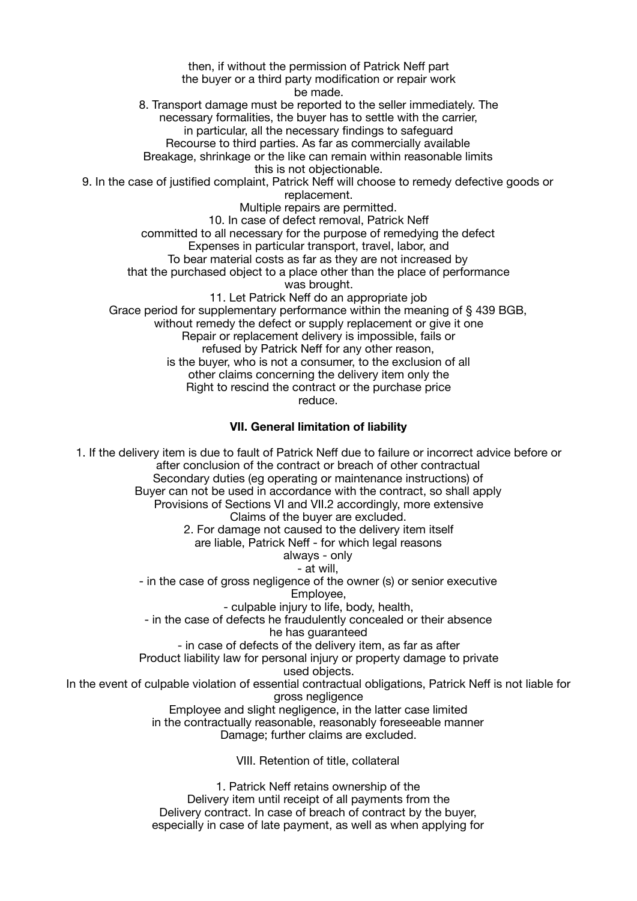then, if without the permission of Patrick Neff part
the buyer or a third party modification or repair work
be made.

8. Transport damage must be reported to the seller immediately. The necessary formalities, the buyer has to settle with the carrier, in particular, all the necessary findings to safeguard Recourse to third parties. As far as commercially available Breakage, shrinkage or the like can remain within reasonable limits this is not objectionable.

9. In the case of justified complaint, Patrick Neff will choose to remedy defective goods or replacement.
Multiple repairs are permitted.

10. In case of defect removal, Patrick Neff committed to all necessary for the purpose of remedying the defect Expenses in particular transport, travel, labor, and To bear material costs as far as they are not increased by that the purchased object to a place other than the place of performance was brought.

11. Let Patrick Neff do an appropriate job Grace period for supplementary performance within the meaning of § 439 BGB, without remedy the defect or supply replacement or give it one Repair or replacement delivery is impossible, fails or refused by Patrick Neff for any other reason, is the buyer, who is not a consumer, to the exclusion of all other claims concerning the delivery item only the Right to rescind the contract or the purchase price reduce.

## VII. General limitation of liability

1. If the delivery item is due to fault of Patrick Neff due to failure or incorrect advice before or after conclusion of the contract or breach of other contractual Secondary duties (eg operating or maintenance instructions) of Buyer can not be used in accordance with the contract, so shall apply Provisions of Sections VI and VII.2 accordingly, more extensive Claims of the buyer are excluded.

2. For damage not caused to the delivery item itself are liable, Patrick Neff - for which legal reasons always - only
- at will,
- in the case of gross negligence of the owner (s) or senior executive Employee,
- culpable injury to life, body, health,
- in the case of defects he fraudulently concealed or their absence he has guaranteed
- in case of defects of the delivery item, as far as after Product liability law for personal injury or property damage to private used objects.

In the event of culpable violation of essential contractual obligations, Patrick Neff is not liable for gross negligence Employee and slight negligence, in the latter case limited in the contractually reasonable, reasonably foreseeable manner Damage; further claims are excluded.

VIII. Retention of title, collateral

1. Patrick Neff retains ownership of the Delivery item until receipt of all payments from the Delivery contract. In case of breach of contract by the buyer, especially in case of late payment, as well as when applying for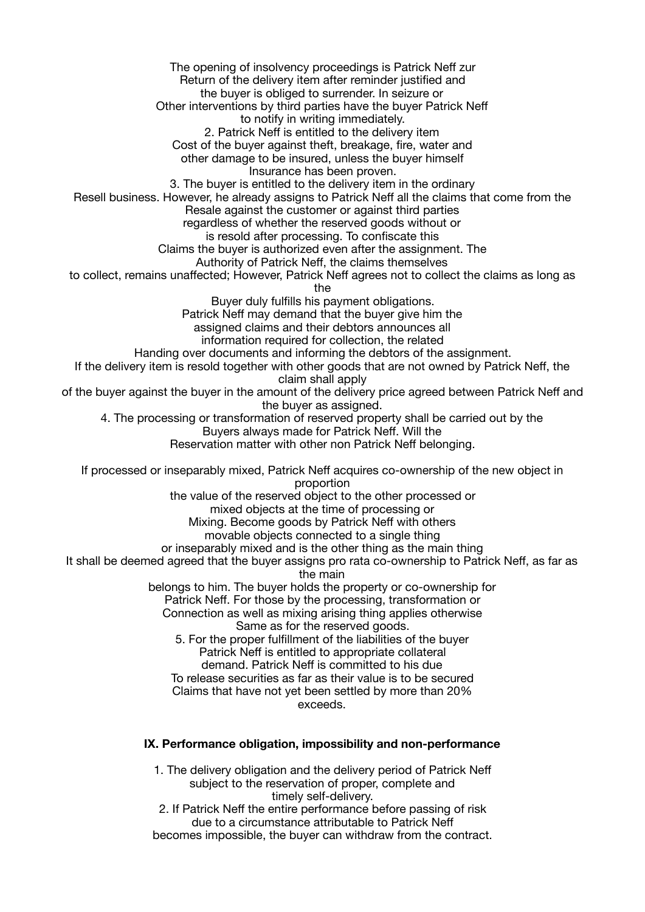The opening of insolvency proceedings is Patrick Neff zur Return of the delivery item after reminder justified and the buyer is obliged to surrender. In seizure or Other interventions by third parties have the buyer Patrick Neff to notify in writing immediately.

2. Patrick Neff is entitled to the delivery item Cost of the buyer against theft, breakage, fire, water and other damage to be insured, unless the buyer himself Insurance has been proven.

3. The buyer is entitled to the delivery item in the ordinary Resell business. However, he already assigns to Patrick Neff all the claims that come from the Resale against the customer or against third parties regardless of whether the reserved goods without or is resold after processing. To confiscate this Claims the buyer is authorized even after the assignment. The Authority of Patrick Neff, the claims themselves to collect, remains unaffected; However, Patrick Neff agrees not to collect the claims as long as the Buyer duly fulfills his payment obligations. Patrick Neff may demand that the buyer give him the assigned claims and their debtors announces all information required for collection, the related Handing over documents and informing the debtors of the assignment. If the delivery item is resold together with other goods that are not owned by Patrick Neff, the claim shall apply of the buyer against the buyer in the amount of the delivery price agreed between Patrick Neff and the buyer as assigned.

4. The processing or transformation of reserved property shall be carried out by the Buyers always made for Patrick Neff. Will the Reservation matter with other non Patrick Neff belonging.

If processed or inseparably mixed, Patrick Neff acquires co-ownership of the new object in proportion the value of the reserved object to the other processed or mixed objects at the time of processing or Mixing. Become goods by Patrick Neff with others movable objects connected to a single thing or inseparably mixed and is the other thing as the main thing It shall be deemed agreed that the buyer assigns pro rata co-ownership to Patrick Neff, as far as the main belongs to him. The buyer holds the property or co-ownership for Patrick Neff. For those by the processing, transformation or Connection as well as mixing arising thing applies otherwise Same as for the reserved goods.

5. For the proper fulfillment of the liabilities of the buyer Patrick Neff is entitled to appropriate collateral demand. Patrick Neff is committed to his due To release securities as far as their value is to be secured Claims that have not yet been settled by more than 20% exceeds.

### IX. Performance obligation, impossibility and non-performance

1. The delivery obligation and the delivery period of Patrick Neff subject to the reservation of proper, complete and timely self-delivery.

2. If Patrick Neff the entire performance before passing of risk due to a circumstance attributable to Patrick Neff becomes impossible, the buyer can withdraw from the contract.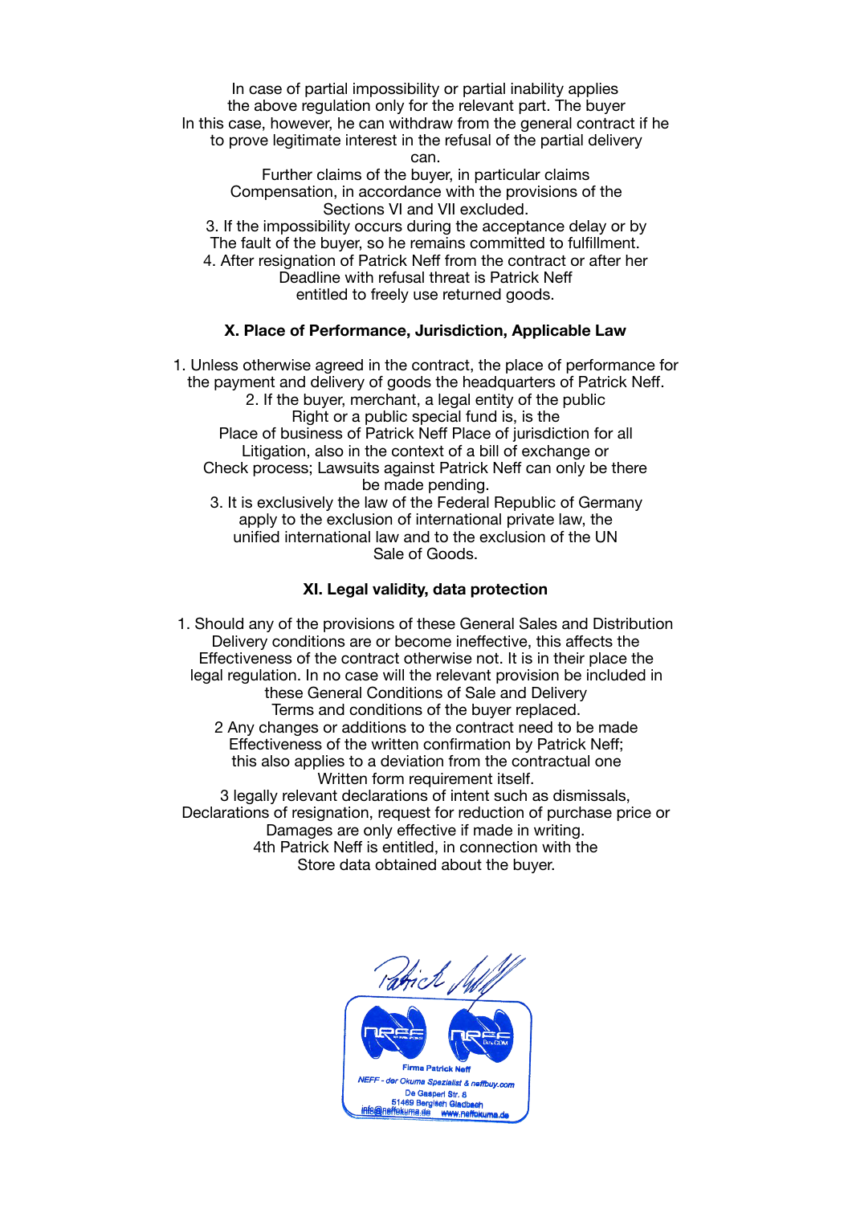In case of partial impossibility or partial inability applies the above regulation only for the relevant part. The buyer In this case, however, he can withdraw from the general contract if he to prove legitimate interest in the refusal of the partial delivery can.

Further claims of the buyer, in particular claims Compensation, in accordance with the provisions of the Sections VI and VII excluded.

3. If the impossibility occurs during the acceptance delay or by The fault of the buyer, so he remains committed to fulfillment.
4. After resignation of Patrick Neff from the contract or after her Deadline with refusal threat is Patrick Neff entitled to freely use returned goods.

### X. Place of Performance, Jurisdiction, Applicable Law

1. Unless otherwise agreed in the contract, the place of performance for the payment and delivery of goods the headquarters of Patrick Neff.
2. If the buyer, merchant, a legal entity of the public Right or a public special fund is, is the Place of business of Patrick Neff Place of jurisdiction for all Litigation, also in the context of a bill of exchange or Check process; Lawsuits against Patrick Neff can only be there be made pending.
3. It is exclusively the law of the Federal Republic of Germany apply to the exclusion of international private law, the unified international law and to the exclusion of the UN Sale of Goods.

### XI. Legal validity, data protection

1. Should any of the provisions of these General Sales and Distribution Delivery conditions are or become ineffective, this affects the Effectiveness of the contract otherwise not. It is in their place the legal regulation. In no case will the relevant provision be included in these General Conditions of Sale and Delivery Terms and conditions of the buyer replaced.

2 Any changes or additions to the contract need to be made Effectiveness of the written confirmation by Patrick Neff; this also applies to a deviation from the contractual one Written form requirement itself.

3 legally relevant declarations of intent such as dismissals, Declarations of resignation, request for reduction of purchase price or Damages are only effective if made in writing.

4th Patrick Neff is entitled, in connection with the Store data obtained about the buyer.

Patrick Neff

Firma Patrick Neff
NEFF - der Okuma Spezialist & neffbuy.com
De Gasperi Str. 8
51469 Bergisch Gladbach
info@neffokuma.de www.neffokuma.de